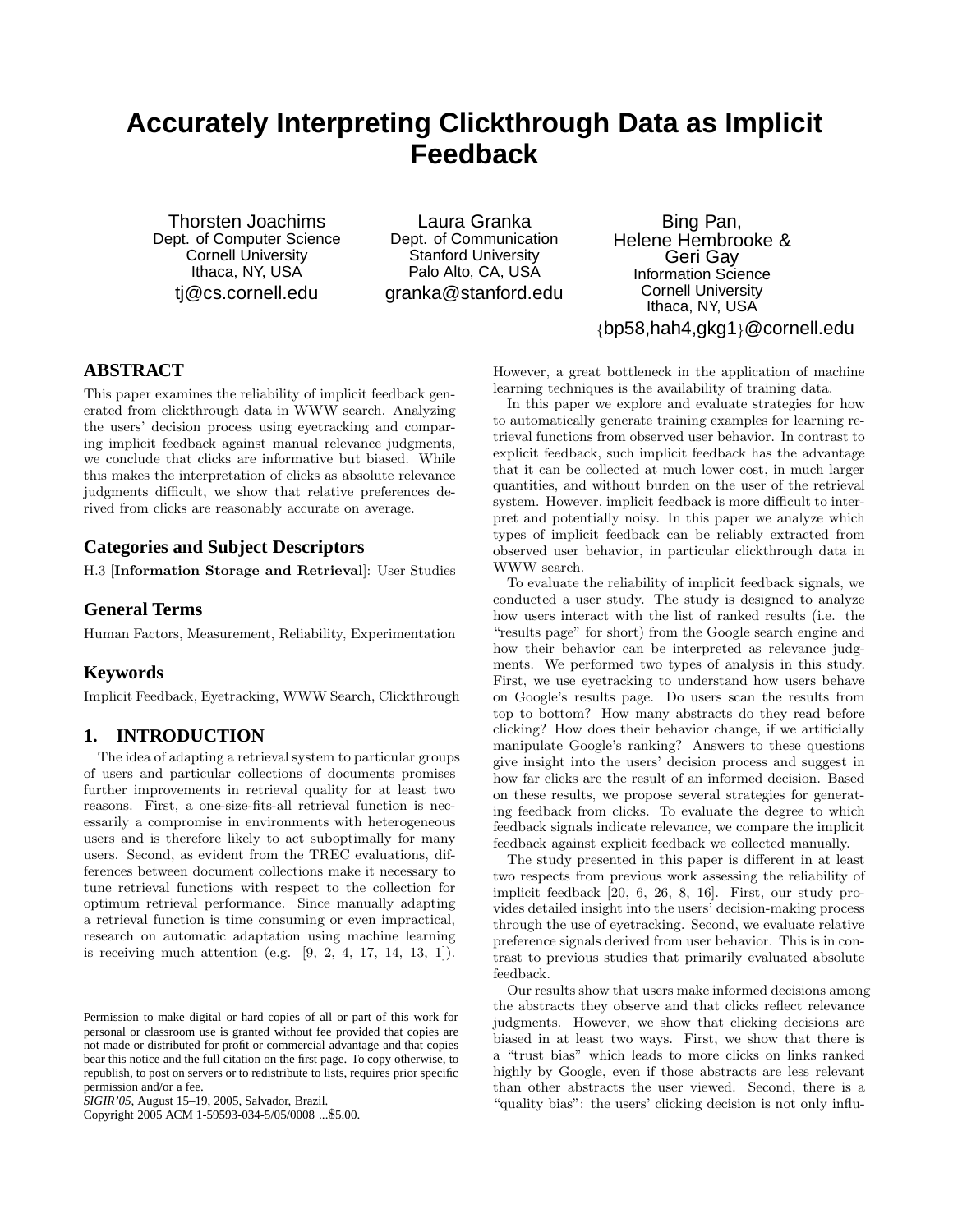# Accurately Interpreting Clickthrough Data as Implicit Feedback

Thorsten Joachims
Dept. of Computer Science
Cornell University
Ithaca, NY, USA
tj@cs.cornell.edu

Laura Granka
Dept. of Communication
Stanford University
Palo Alto, CA, USA
granka@stanford.edu

Bing Pan,
Helene Hembrooke &
Geri Gay
Information Science
Cornell University
Ithaca, NY, USA
{bp58,hah4,gkg1}@cornell.edu

## ABSTRACT

This paper examines the reliability of implicit feedback generated from clickthrough data in WWW search. Analyzing the users' decision process using eyetracking and comparing implicit feedback against manual relevance judgments, we conclude that clicks are informative but biased. While this makes the interpretation of clicks as absolute relevance judgments difficult, we show that relative preferences derived from clicks are reasonably accurate on average.

## Categories and Subject Descriptors

H.3 [**Information Storage and Retrieval**]: User Studies

## General Terms

Human Factors, Measurement, Reliability, Experimentation

## Keywords

Implicit Feedback, Eyetracking, WWW Search, Clickthrough

## 1. INTRODUCTION

The idea of adapting a retrieval system to particular groups of users and particular collections of documents promises further improvements in retrieval quality for at least two reasons. First, a one-size-fits-all retrieval function is necessarily a compromise in environments with heterogeneous users and is therefore likely to act suboptimally for many users. Second, as evident from the TREC evaluations, differences between document collections make it necessary to tune retrieval functions with respect to the collection for optimum retrieval performance. Since manually adapting a retrieval function is time consuming or even impractical, research on automatic adaptation using machine learning is receiving much attention (e.g. [9, 2, 4, 17, 14, 13, 1]). However, a great bottleneck in the application of machine learning techniques is the availability of training data.

In this paper we explore and evaluate strategies for how to automatically generate training examples for learning retrieval functions from observed user behavior. In contrast to explicit feedback, such implicit feedback has the advantage that it can be collected at much lower cost, in much larger quantities, and without burden on the user of the retrieval system. However, implicit feedback is more difficult to interpret and potentially noisy. In this paper we analyze which types of implicit feedback can be reliably extracted from observed user behavior, in particular clickthrough data in WWW search.

To evaluate the reliability of implicit feedback signals, we conducted a user study. The study is designed to analyze how users interact with the list of ranked results (i.e. the "results page" for short) from the Google search engine and how their behavior can be interpreted as relevance judgments. We performed two types of analysis in this study. First, we use eyetracking to understand how users behave on Google's results page. Do users scan the results from top to bottom? How many abstracts do they read before clicking? How does their behavior change, if we artificially manipulate Google's ranking? Answers to these questions give insight into the users' decision process and suggest in how far clicks are the result of an informed decision. Based on these results, we propose several strategies for generating feedback from clicks. To evaluate the degree to which feedback signals indicate relevance, we compare the implicit feedback against explicit feedback we collected manually.

The study presented in this paper is different in at least two respects from previous work assessing the reliability of implicit feedback [20, 6, 26, 8, 16]. First, our study provides detailed insight into the users' decision-making process through the use of eyetracking. Second, we evaluate relative preference signals derived from user behavior. This is in contrast to previous studies that primarily evaluated absolute feedback.

Our results show that users make informed decisions among the abstracts they observe and that clicks reflect relevance judgments. However, we show that clicking decisions are biased in at least two ways. First, we show that there is a "trust bias" which leads to more clicks on links ranked highly by Google, even if those abstracts are less relevant than other abstracts the user viewed. Second, there is a "quality bias": the users' clicking decision is not only influ-

Permission to make digital or hard copies of all or part of this work for personal or classroom use is granted without fee provided that copies are not made or distributed for profit or commercial advantage and that copies bear this notice and the full citation on the first page. To copy otherwise, to republish, to post on servers or to redistribute to lists, requires prior specific permission and/or a fee.
*SIGIR'05,* August 15–19, 2005, Salvador, Brazil.
Copyright 2005 ACM 1-59593-034-5/05/0008 ...$5.00.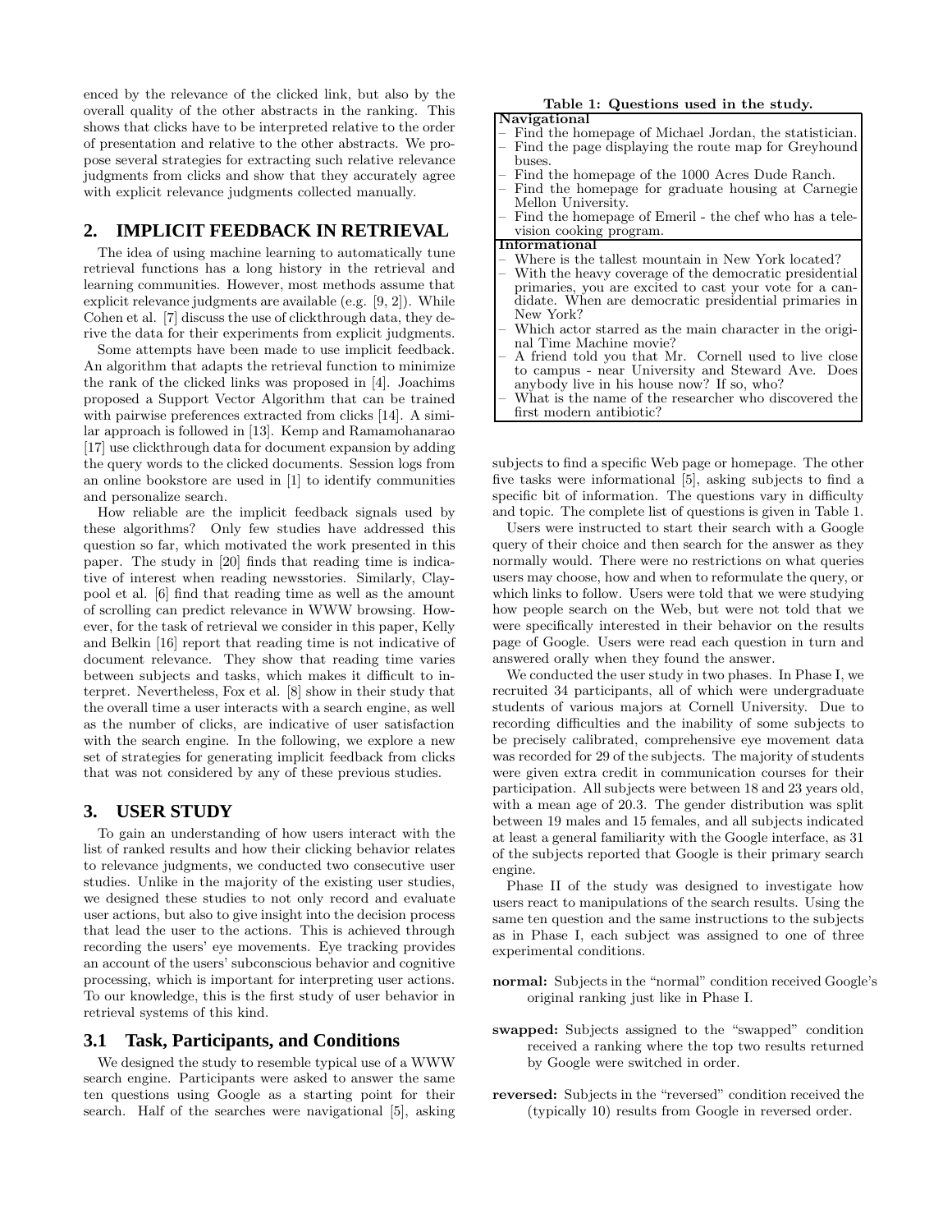enced by the relevance of the clicked link, but also by the overall quality of the other abstracts in the ranking. This shows that clicks have to be interpreted relative to the order of presentation and relative to the other abstracts. We propose several strategies for extracting such relative relevance judgments from clicks and show that they accurately agree with explicit relevance judgments collected manually.

## 2. IMPLICIT FEEDBACK IN RETRIEVAL

The idea of using machine learning to automatically tune retrieval functions has a long history in the retrieval and learning communities. However, most methods assume that explicit relevance judgments are available (e.g. [9, 2]). While Cohen et al. [7] discuss the use of clickthrough data, they derive the data for their experiments from explicit judgments.

Some attempts have been made to use implicit feedback. An algorithm that adapts the retrieval function to minimize the rank of the clicked links was proposed in [4]. Joachims proposed a Support Vector Algorithm that can be trained with pairwise preferences extracted from clicks [14]. A similar approach is followed in [13]. Kemp and Ramamohanarao [17] use clickthrough data for document expansion by adding the query words to the clicked documents. Session logs from an online bookstore are used in [1] to identify communities and personalize search.

How reliable are the implicit feedback signals used by these algorithms? Only few studies have addressed this question so far, which motivated the work presented in this paper. The study in [20] finds that reading time is indicative of interest when reading newsstories. Similarly, Claypool et al. [6] find that reading time as well as the amount of scrolling can predict relevance in WWW browsing. However, for the task of retrieval we consider in this paper, Kelly and Belkin [16] report that reading time is not indicative of document relevance. They show that reading time varies between subjects and tasks, which makes it difficult to interpret. Nevertheless, Fox et al. [8] show in their study that the overall time a user interacts with a search engine, as well as the number of clicks, are indicative of user satisfaction with the search engine. In the following, we explore a new set of strategies for generating implicit feedback from clicks that was not considered by any of these previous studies.

## 3. USER STUDY

To gain an understanding of how users interact with the list of ranked results and how their clicking behavior relates to relevance judgments, we conducted two consecutive user studies. Unlike in the majority of the existing user studies, we designed these studies to not only record and evaluate user actions, but also to give insight into the decision process that lead the user to the actions. This is achieved through recording the users' eye movements. Eye tracking provides an account of the users' subconscious behavior and cognitive processing, which is important for interpreting user actions. To our knowledge, this is the first study of user behavior in retrieval systems of this kind.

### 3.1 Task, Participants, and Conditions

We designed the study to resemble typical use of a WWW search engine. Participants were asked to answer the same ten questions using Google as a starting point for their search. Half of the searches were navigational [5], asking subjects to find a specific Web page or homepage. The other five tasks were informational [5], asking subjects to find a specific bit of information. The questions vary in difficulty and topic. The complete list of questions is given in Table 1.

**Table 1: Questions used in the study.**

| Navigational |
|---|
| – Find the homepage of Michael Jordan, the statistician. |
| – Find the page displaying the route map for Greyhound buses. |
| – Find the homepage of the 1000 Acres Dude Ranch. |
| – Find the homepage for graduate housing at Carnegie Mellon University. |
| – Find the homepage of Emeril - the chef who has a television cooking program. |
| **Informational** |
| – Where is the tallest mountain in New York located? |
| – With the heavy coverage of the democratic presidential primaries, you are excited to cast your vote for a candidate. When are democratic presidential primaries in New York? |
| – Which actor starred as the main character in the original Time Machine movie? |
| – A friend told you that Mr. Cornell used to live close to campus - near University and Steward Ave. Does anybody live in his house now? If so, who? |
| – What is the name of the researcher who discovered the first modern antibiotic? |

Users were instructed to start their search with a Google query of their choice and then search for the answer as they normally would. There were no restrictions on what queries users may choose, how and when to reformulate the query, or which links to follow. Users were told that we were studying how people search on the Web, but were not told that we were specifically interested in their behavior on the results page of Google. Users were read each question in turn and answered orally when they found the answer.

We conducted the user study in two phases. In Phase I, we recruited 34 participants, all of which were undergraduate students of various majors at Cornell University. Due to recording difficulties and the inability of some subjects to be precisely calibrated, comprehensive eye movement data was recorded for 29 of the subjects. The majority of students were given extra credit in communication courses for their participation. All subjects were between 18 and 23 years old, with a mean age of 20.3. The gender distribution was split between 19 males and 15 females, and all subjects indicated at least a general familiarity with the Google interface, as 31 of the subjects reported that Google is their primary search engine.

Phase II of the study was designed to investigate how users react to manipulations of the search results. Using the same ten question and the same instructions to the subjects as in Phase I, each subject was assigned to one of three experimental conditions.

- **normal:** Subjects in the "normal" condition received Google's original ranking just like in Phase I.
- **swapped:** Subjects assigned to the "swapped" condition received a ranking where the top two results returned by Google were switched in order.
- **reversed:** Subjects in the "reversed" condition received the (typically 10) results from Google in reversed order.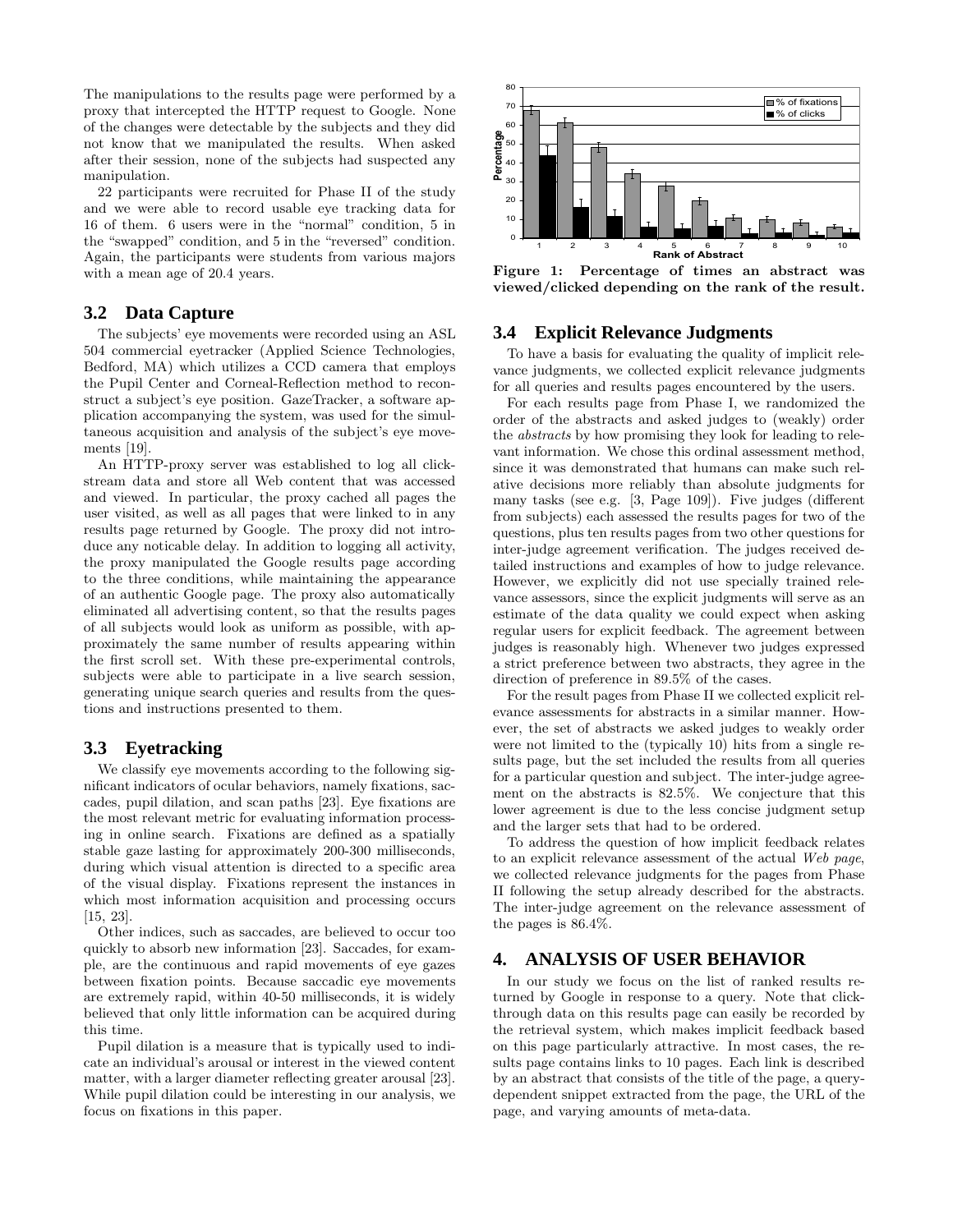The manipulations to the results page were performed by a proxy that intercepted the HTTP request to Google. None of the changes were detectable by the subjects and they did not know that we manipulated the results. When asked after their session, none of the subjects had suspected any manipulation.

22 participants were recruited for Phase II of the study and we were able to record usable eye tracking data for 16 of them. 6 users were in the "normal" condition, 5 in the "swapped" condition, and 5 in the "reversed" condition. Again, the participants were students from various majors with a mean age of 20.4 years.

## 3.2 Data Capture

The subjects' eye movements were recorded using an ASL 504 commercial eyetracker (Applied Science Technologies, Bedford, MA) which utilizes a CCD camera that employs the Pupil Center and Corneal-Reflection method to reconstruct a subject's eye position. GazeTracker, a software application accompanying the system, was used for the simultaneous acquisition and analysis of the subject's eye movements [19].

An HTTP-proxy server was established to log all clickstream data and store all Web content that was accessed and viewed. In particular, the proxy cached all pages the user visited, as well as all pages that were linked to in any results page returned by Google. The proxy did not introduce any noticable delay. In addition to logging all activity, the proxy manipulated the Google results page according to the three conditions, while maintaining the appearance of an authentic Google page. The proxy also automatically eliminated all advertising content, so that the results pages of all subjects would look as uniform as possible, with approximately the same number of results appearing within the first scroll set. With these pre-experimental controls, subjects were able to participate in a live search session, generating unique search queries and results from the questions and instructions presented to them.

## 3.3 Eyetracking

We classify eye movements according to the following significant indicators of ocular behaviors, namely fixations, saccades, pupil dilation, and scan paths [23]. Eye fixations are the most relevant metric for evaluating information processing in online search. Fixations are defined as a spatially stable gaze lasting for approximately 200-300 milliseconds, during which visual attention is directed to a specific area of the visual display. Fixations represent the instances in which most information acquisition and processing occurs [15, 23].

Other indices, such as saccades, are believed to occur too quickly to absorb new information [23]. Saccades, for example, are the continuous and rapid movements of eye gazes between fixation points. Because saccadic eye movements are extremely rapid, within 40-50 milliseconds, it is widely believed that only little information can be acquired during this time.

Pupil dilation is a measure that is typically used to indicate an individual's arousal or interest in the viewed content matter, with a larger diameter reflecting greater arousal [23]. While pupil dilation could be interesting in our analysis, we focus on fixations in this paper.

**Figure 1: Percentage of times an abstract was viewed/clicked depending on the rank of the result.**

## 3.4 Explicit Relevance Judgments

To have a basis for evaluating the quality of implicit relevance judgments, we collected explicit relevance judgments for all queries and results pages encountered by the users.

For each results page from Phase I, we randomized the order of the abstracts and asked judges to (weakly) order the *abstracts* by how promising they look for leading to relevant information. We chose this ordinal assessment method, since it was demonstrated that humans can make such relative decisions more reliably than absolute judgments for many tasks (see e.g. [3, Page 109]). Five judges (different from subjects) each assessed the results pages for two of the questions, plus ten results pages from two other questions for inter-judge agreement verification. The judges received detailed instructions and examples of how to judge relevance. However, we explicitly did not use specially trained relevance assessors, since the explicit judgments will serve as an estimate of the data quality we could expect when asking regular users for explicit feedback. The agreement between judges is reasonably high. Whenever two judges expressed a strict preference between two abstracts, they agree in the direction of preference in 89.5% of the cases.

For the result pages from Phase II we collected explicit relevance assessments for abstracts in a similar manner. However, the set of abstracts we asked judges to weakly order were not limited to the (typically 10) hits from a single results page, but the set included the results from all queries for a particular question and subject. The inter-judge agreement on the abstracts is 82.5%. We conjecture that this lower agreement is due to the less concise judgment setup and the larger sets that had to be ordered.

To address the question of how implicit feedback relates to an explicit relevance assessment of the actual *Web page*, we collected relevance judgments for the pages from Phase II following the setup already described for the abstracts. The inter-judge agreement on the relevance assessment of the pages is 86.4%.

# 4. ANALYSIS OF USER BEHAVIOR

In our study we focus on the list of ranked results returned by Google in response to a query. Note that clickthrough data on this results page can easily be recorded by the retrieval system, which makes implicit feedback based on this page particularly attractive. In most cases, the results page contains links to 10 pages. Each link is described by an abstract that consists of the title of the page, a query-dependent snippet extracted from the page, the URL of the page, and varying amounts of meta-data.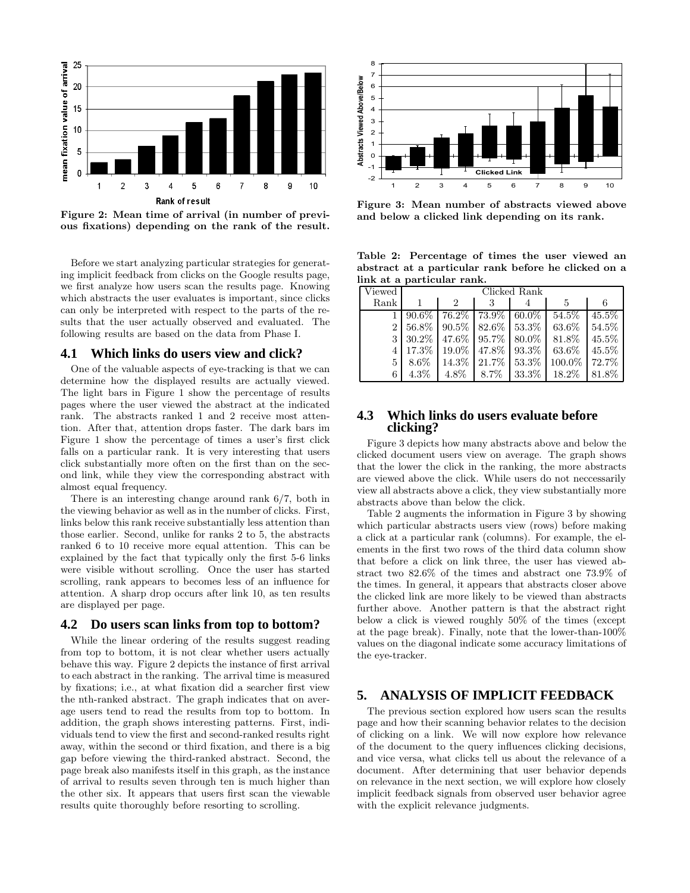Figure 2: Mean time of arrival (in number of previous fixations) depending on the rank of the result.

Before we start analyzing particular strategies for generating implicit feedback from clicks on the Google results page, we first analyze how users scan the results page. Knowing which abstracts the user evaluates is important, since clicks can only be interpreted with respect to the parts of the results that the user actually observed and evaluated. The following results are based on the data from Phase I.

## 4.1 Which links do users view and click?

One of the valuable aspects of eye-tracking is that we can determine how the displayed results are actually viewed. The light bars in Figure 1 show the percentage of results pages where the user viewed the abstract at the indicated rank. The abstracts ranked 1 and 2 receive most attention. After that, attention drops faster. The dark bars im Figure 1 show the percentage of times a user's first click falls on a particular rank. It is very interesting that users click substantially more often on the first than on the second link, while they view the corresponding abstract with almost equal frequency.

There is an interesting change around rank 6/7, both in the viewing behavior as well as in the number of clicks. First, links below this rank receive substantially less attention than those earlier. Second, unlike for ranks 2 to 5, the abstracts ranked 6 to 10 receive more equal attention. This can be explained by the fact that typically only the first 5-6 links were visible without scrolling. Once the user has started scrolling, rank appears to becomes less of an influence for attention. A sharp drop occurs after link 10, as ten results are displayed per page.

## 4.2 Do users scan links from top to bottom?

While the linear ordering of the results suggest reading from top to bottom, it is not clear whether users actually behave this way. Figure 2 depicts the instance of first arrival to each abstract in the ranking. The arrival time is measured by fixations; i.e., at what fixation did a searcher first view the nth-ranked abstract. The graph indicates that on average users tend to read the results from top to bottom. In addition, the graph shows interesting patterns. First, individuals tend to view the first and second-ranked results right away, within the second or third fixation, and there is a big gap before viewing the third-ranked abstract. Second, the page break also manifests itself in this graph, as the instance of arrival to results seven through ten is much higher than the other six. It appears that users first scan the viewable results quite thoroughly before resorting to scrolling.

Figure 3: Mean number of abstracts viewed above and below a clicked link depending on its rank.

Table 2: Percentage of times the user viewed an abstract at a particular rank before he clicked on a link at a particular rank.

| Viewed Rank | Clicked Rank 1 | 2 | 3 | 4 | 5 | 6 |
|---|---|---|---|---|---|---|
| 1 | 90.6% | 76.2% | 73.9% | 60.0% | 54.5% | 45.5% |
| 2 | 56.8% | 90.5% | 82.6% | 53.3% | 63.6% | 54.5% |
| 3 | 30.2% | 47.6% | 95.7% | 80.0% | 81.8% | 45.5% |
| 4 | 17.3% | 19.0% | 47.8% | 93.3% | 63.6% | 45.5% |
| 5 | 8.6% | 14.3% | 21.7% | 53.3% | 100.0% | 72.7% |
| 6 | 4.3% | 4.8% | 8.7% | 33.3% | 18.2% | 81.8% |

## 4.3 Which links do users evaluate before clicking?

Figure 3 depicts how many abstracts above and below the clicked document users view on average. The graph shows that the lower the click in the ranking, the more abstracts are viewed above the click. While users do not neccessarily view all abstracts above a click, they view substantially more abstracts above than below the click.

Table 2 augments the information in Figure 3 by showing which particular abstracts users view (rows) before making a click at a particular rank (columns). For example, the elements in the first two rows of the third data column show that before a click on link three, the user has viewed abstract two 82.6% of the times and abstract one 73.9% of the times. In general, it appears that abstracts closer above the clicked link are more likely to be viewed than abstracts further above. Another pattern is that the abstract right below a click is viewed roughly 50% of the times (except at the page break). Finally, note that the lower-than-100% values on the diagonal indicate some accuracy limitations of the eye-tracker.

# 5. ANALYSIS OF IMPLICIT FEEDBACK

The previous section explored how users scan the results page and how their scanning behavior relates to the decision of clicking on a link. We will now explore how relevance of the document to the query influences clicking decisions, and vice versa, what clicks tell us about the relevance of a document. After determining that user behavior depends on relevance in the next section, we will explore how closely implicit feedback signals from observed user behavior agree with the explicit relevance judgments.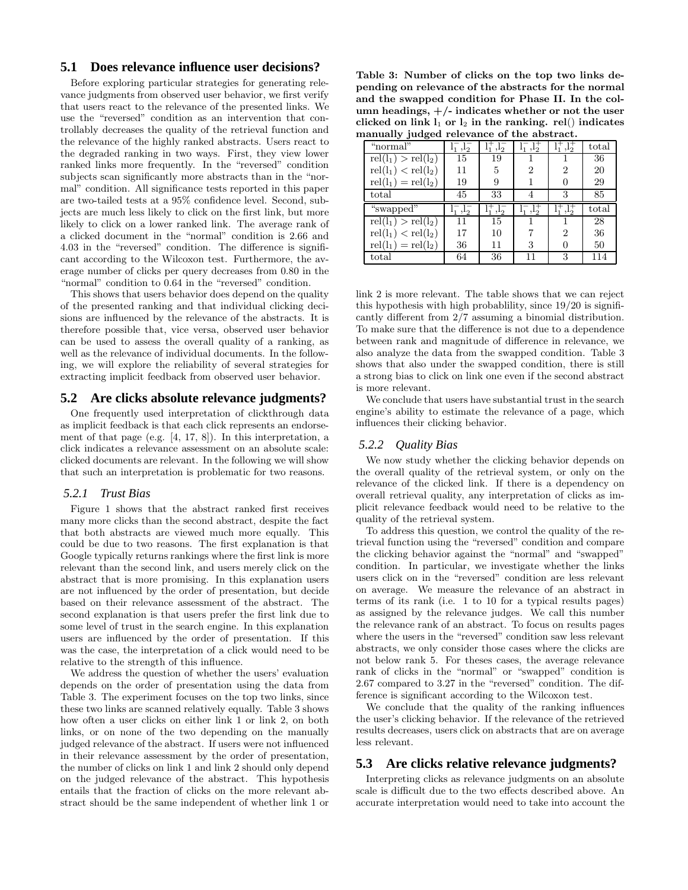## 5.1 Does relevance influence user decisions?

Before exploring particular strategies for generating relevance judgments from observed user behavior, we first verify that users react to the relevance of the presented links. We use the "reversed" condition as an intervention that controllably decreases the quality of the retrieval function and the relevance of the highly ranked abstracts. Users react to the degraded ranking in two ways. First, they view lower ranked links more frequently. In the "reversed" condition subjects scan significantly more abstracts than in the "normal" condition. All significance tests reported in this paper are two-tailed tests at a 95% confidence level. Second, subjects are much less likely to click on the first link, but more likely to click on a lower ranked link. The average rank of a clicked document in the "normal" condition is 2.66 and 4.03 in the "reversed" condition. The difference is significant according to the Wilcoxon test. Furthermore, the average number of clicks per query decreases from 0.80 in the "normal" condition to 0.64 in the "reversed" condition.

This shows that users behavior does depend on the quality of the presented ranking and that individual clicking decisions are influenced by the relevance of the abstracts. It is therefore possible that, vice versa, observed user behavior can be used to assess the overall quality of a ranking, as well as the relevance of individual documents. In the following, we will explore the reliability of several strategies for extracting implicit feedback from observed user behavior.

## 5.2 Are clicks absolute relevance judgments?

One frequently used interpretation of clickthrough data as implicit feedback is that each click represents an endorsement of that page (e.g. [4, 17, 8]). In this interpretation, a click indicates a relevance assessment on an absolute scale: clicked documents are relevant. In the following we will show that such an interpretation is problematic for two reasons.

### 5.2.1 Trust Bias

Figure 1 shows that the abstract ranked first receives many more clicks than the second abstract, despite the fact that both abstracts are viewed much more equally. This could be due to two reasons. The first explanation is that Google typically returns rankings where the first link is more relevant than the second link, and users merely click on the abstract that is more promising. In this explanation users are not influenced by the order of presentation, but decide based on their relevance assessment of the abstract. The second explanation is that users prefer the first link due to some level of trust in the search engine. In this explanation users are influenced by the order of presentation. If this was the case, the interpretation of a click would need to be relative to the strength of this influence.

We address the question of whether the users' evaluation depends on the order of presentation using the data from Table 3. The experiment focuses on the top two links, since these two links are scanned relatively equally. Table 3 shows how often a user clicks on either link 1 or link 2, on both links, or on none of the two depending on the manually judged relevance of the abstract. If users were not influenced in their relevance assessment by the order of presentation, the number of clicks on link 1 and link 2 should only depend on the judged relevance of the abstract. This hypothesis entails that the fraction of clicks on the more relevant abstract should be the same independent of whether link 1 or link 2 is more relevant. The table shows that we can reject this hypothesis with high probablility, since 19/20 is significantly different from 2/7 assuming a binomial distribution. To make sure that the difference is not due to a dependence between rank and magnitude of difference in relevance, we also analyze the data from the swapped condition. Table 3 shows that also under the swapped condition, there is still a strong bias to click on link one even if the second abstract is more relevant.

**Table 3: Number of clicks on the top two links depending on relevance of the abstracts for the normal and the swapped condition for Phase II. In the column headings, +/- indicates whether or not the user clicked on link $l_1$ or $l_2$ in the ranking. rel() indicates manually judged relevance of the abstract.**

| "normal" | $l_1^-, l_2^-$ | $l_1^+, l_2^-$ | $l_1^-, l_2^+$ | $l_1^+, l_2^+$ | total |
|---|---|---|---|---|---|
| $rel(l_1) > rel(l_2)$ | 15 | 19 | 1 | 1 | 36 |
| $rel(l_1) < rel(l_2)$ | 11 | 5 | 2 | 2 | 20 |
| $rel(l_1) = rel(l_2)$ | 19 | 9 | 1 | 0 | 29 |
| total | 45 | 33 | 4 | 3 | 85 |

| "swapped" | $l_1^-, l_2^-$ | $l_1^+, l_2^-$ | $l_1^-, l_2^+$ | $l_1^+, l_2^+$ | total |
|---|---|---|---|---|---|
| $rel(l_1) > rel(l_2)$ | 11 | 15 | 1 | 1 | 28 |
| $rel(l_1) < rel(l_2)$ | 17 | 10 | 7 | 2 | 36 |
| $rel(l_1) = rel(l_2)$ | 36 | 11 | 3 | 0 | 50 |
| total | 64 | 36 | 11 | 3 | 114 |

We conclude that users have substantial trust in the search engine's ability to estimate the relevance of a page, which influences their clicking behavior.

### 5.2.2 Quality Bias

We now study whether the clicking behavior depends on the overall quality of the retrieval system, or only on the relevance of the clicked link. If there is a dependency on overall retrieval quality, any interpretation of clicks as implicit relevance feedback would need to be relative to the quality of the retrieval system.

To address this question, we control the quality of the retrieval function using the "reversed" condition and compare the clicking behavior against the "normal" and "swapped" condition. In particular, we investigate whether the links users click on in the "reversed" condition are less relevant on average. We measure the relevance of an abstract in terms of its rank (i.e. 1 to 10 for a typical results pages) as assigned by the relevance judges. We call this number the relevance rank of an abstract. To focus on results pages where the users in the "reversed" condition saw less relevant abstracts, we only consider those cases where the clicks are not below rank 5. For theses cases, the average relevance rank of clicks in the "normal" or "swapped" condition is 2.67 compared to 3.27 in the "reversed" condition. The difference is significant according to the Wilcoxon test.

We conclude that the quality of the ranking influences the user's clicking behavior. If the relevance of the retrieved results decreases, users click on abstracts that are on average less relevant.

## 5.3 Are clicks relative relevance judgments?

Interpreting clicks as relevance judgments on an absolute scale is difficult due to the two effects described above. An accurate interpretation would need to take into account the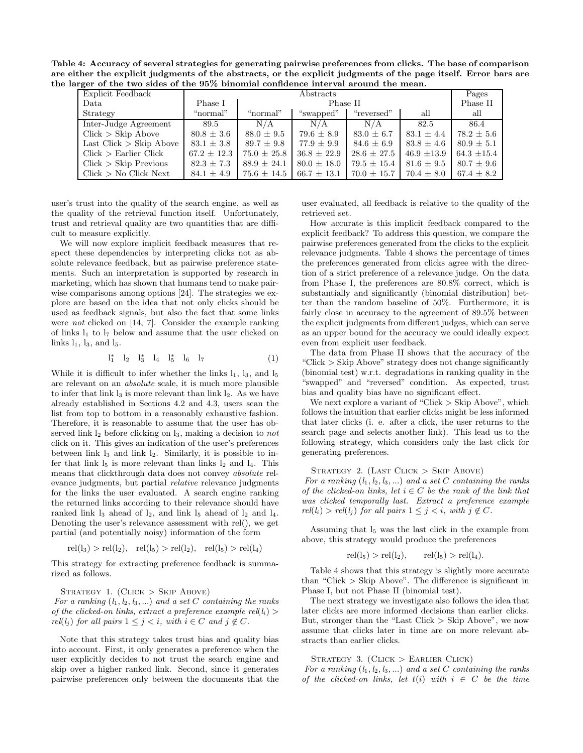**Table 4: Accuracy of several strategies for generating pairwise preferences from clicks. The base of comparison are either the explicit judgments of the abstracts, or the explicit judgments of the page itself. Error bars are the larger of the two sides of the 95% binomial confidence interval around the mean.**

| Explicit Feedback | Abstracts | | | | | Pages |
|---|---|---|---|---|---|---|
| Data | Phase I | Phase II | | | | Phase II |
| Strategy | "normal" | "normal" | "swapped" | "reversed" | all | all |
| Inter-Judge Agreement | 89.5 | N/A | N/A | N/A | 82.5 | 86.4 |
| Click > Skip Above | 80.8 ± 3.6 | 88.0 ± 9.5 | 79.6 ± 8.9 | 83.0 ± 6.7 | 83.1 ± 4.4 | 78.2 ± 5.6 |
| Last Click > Skip Above | 83.1 ± 3.8 | 89.7 ± 9.8 | 77.9 ± 9.9 | 84.6 ± 6.9 | 83.8 ± 4.6 | 80.9 ± 5.1 |
| Click > Earlier Click | 67.2 ± 12.3 | 75.0 ± 25.8 | 36.8 ± 22.9 | 28.6 ± 27.5 | 46.9 ±13.9 | 64.3 ±15.4 |
| Click > Skip Previous | 82.3 ± 7.3 | 88.9 ± 24.1 | 80.0 ± 18.0 | 79.5 ± 15.4 | 81.6 ± 9.5 | 80.7 ± 9.6 |
| Click > No Click Next | 84.1 ± 4.9 | 75.6 ± 14.5 | 66.7 ± 13.1 | 70.0 ± 15.7 | 70.4 ± 8.0 | 67.4 ± 8.2 |

user's trust into the quality of the search engine, as well as the quality of the retrieval function itself. Unfortunately, trust and retrieval quality are two quantities that are difficult to measure explicitly.

We will now explore implicit feedback measures that respect these dependencies by interpreting clicks not as absolute relevance feedback, but as pairwise preference statements. Such an interpretation is supported by research in marketing, which has shown that humans tend to make pairwise comparisons among options [24]. The strategies we explore are based on the idea that not only clicks should be used as feedback signals, but also the fact that some links were *not* clicked on [14, 7]. Consider the example ranking of links $l_1$ to $l_7$ below and assume that the user clicked on links $l_1$, $l_3$, and $l_5$.

$$l_1^* \quad l_2 \quad l_3^* \quad l_4 \quad l_5^* \quad l_6 \quad l_7 \tag{1}$$

While it is difficult to infer whether the links $l_1$, $l_3$, and $l_5$ are relevant on an *absolute* scale, it is much more plausible to infer that link $l_3$ is more relevant than link $l_2$. As we have already established in Sections 4.2 and 4.3, users scan the list from top to bottom in a reasonably exhaustive fashion. Therefore, it is reasonable to assume that the user has observed link $l_2$ before clicking on $l_3$, making a decision to *not* click on it. This gives an indication of the user's preferences between link $l_3$ and link $l_2$. Similarly, it is possible to infer that link $l_5$ is more relevant than links $l_2$ and $l_4$. This means that clickthrough data does not convey *absolute* relevance judgments, but partial *relative* relevance judgments for the links the user evaluated. A search engine ranking the returned links according to their relevance should have ranked link $l_3$ ahead of $l_2$, and link $l_5$ ahead of $l_2$ and $l_4$. Denoting the user's relevance assessment with rel(), we get partial (and potentially noisy) information of the form

$$\mathrm{rel}(l_3) > \mathrm{rel}(l_2), \quad \mathrm{rel}(l_5) > \mathrm{rel}(l_2), \quad \mathrm{rel}(l_5) > \mathrm{rel}(l_4)$$

This strategy for extracting preference feedback is summarized as follows.

STRATEGY 1. (CLICK > SKIP ABOVE)
*For a ranking $(l_1, l_2, l_3, ...)$ and a set $C$ containing the ranks of the clicked-on links, extract a preference example $rel(l_i) > rel(l_j)$ for all pairs $1 \leq j < i$, with $i \in C$ and $j \notin C$.*

Note that this strategy takes trust bias and quality bias into account. First, it only generates a preference when the user explicitly decides to not trust the search engine and skip over a higher ranked link. Second, since it generates pairwise preferences only between the documents that the user evaluated, all feedback is relative to the quality of the retrieved set.

How accurate is this implicit feedback compared to the explicit feedback? To address this question, we compare the pairwise preferences generated from the clicks to the explicit relevance judgments. Table 4 shows the percentage of times the preferences generated from clicks agree with the direction of a strict preference of a relevance judge. On the data from Phase I, the preferences are 80.8% correct, which is substantially and significantly (binomial distribution) better than the random baseline of 50%. Furthermore, it is fairly close in accuracy to the agreement of 89.5% between the explicit judgments from different judges, which can serve as an upper bound for the accuracy we could ideally expect even from explicit user feedback.

The data from Phase II shows that the accuracy of the "Click > Skip Above" strategy does not change significantly (binomial test) w.r.t. degradations in ranking quality in the "swapped" and "reversed" condition. As expected, trust bias and quality bias have no significant effect.

We next explore a variant of "Click > Skip Above", which follows the intuition that earlier clicks might be less informed that later clicks (i. e. after a click, the user returns to the search page and selects another link). This lead us to the following strategy, which considers only the last click for generating preferences.

STRATEGY 2. (LAST CLICK > SKIP ABOVE)
*For a ranking $(l_1, l_2, l_3, ...)$ and a set $C$ containing the ranks of the clicked-on links, let $i \in C$ be the rank of the link that was clicked temporally last. Extract a preference example $rel(l_i) > rel(l_j)$ for all pairs $1 \leq j < i$, with $j \notin C$.*

Assuming that $l_5$ was the last click in the example from above, this strategy would produce the preferences

$$\mathrm{rel}(l_5) > \mathrm{rel}(l_2), \qquad \mathrm{rel}(l_5) > \mathrm{rel}(l_4).$$

Table 4 shows that this strategy is slightly more accurate than "Click > Skip Above". The difference is significant in Phase I, but not Phase II (binomial test).

The next strategy we investigate also follows the idea that later clicks are more informed decisions than earlier clicks. But, stronger than the "Last Click > Skip Above", we now assume that clicks later in time are on more relevant abstracts than earlier clicks.

STRATEGY 3. (CLICK > EARLIER CLICK)
*For a ranking $(l_1, l_2, l_3, ...)$ and a set $C$ containing the ranks of the clicked-on links, let $t(i)$ with $i \in C$ be the time*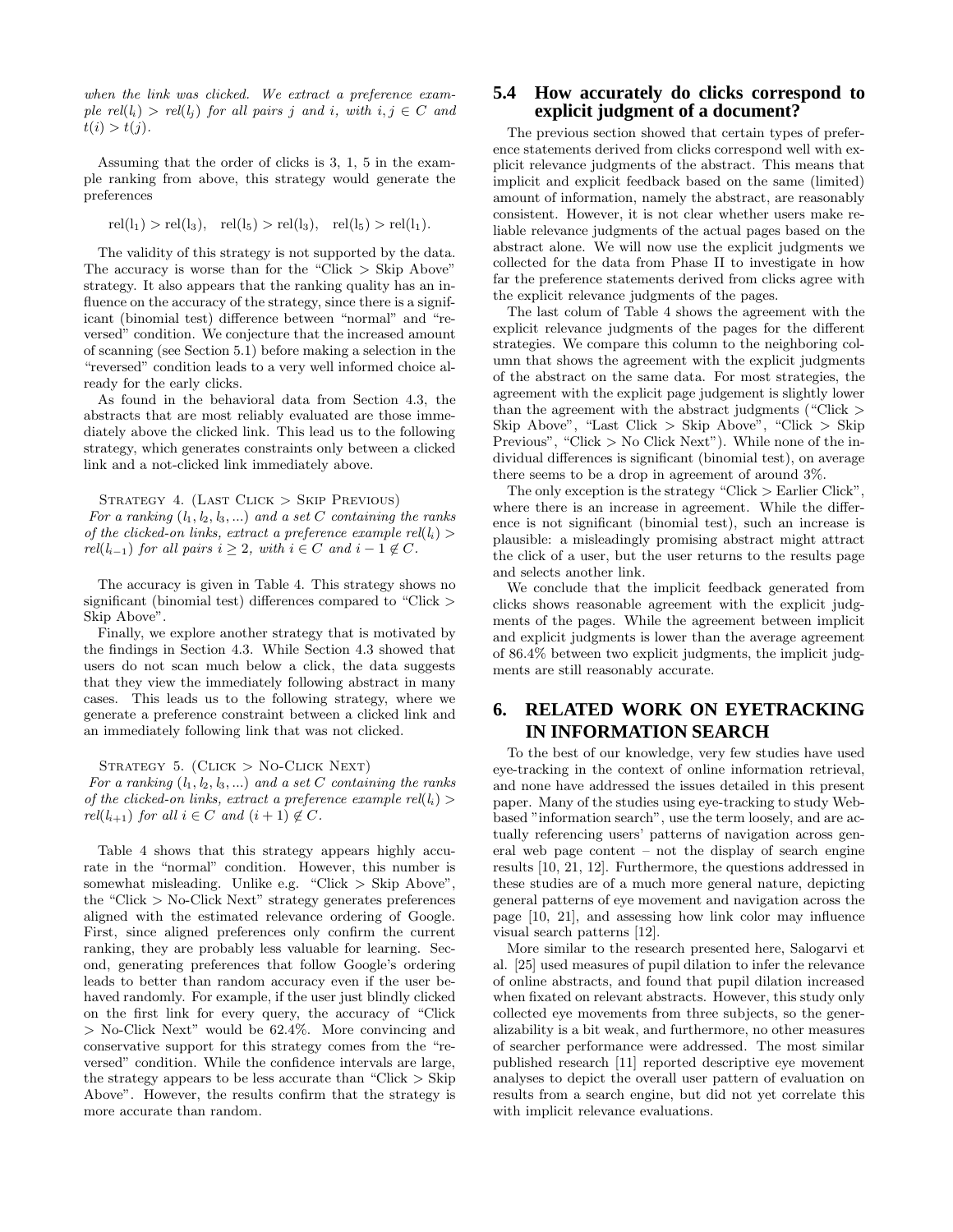*when the link was clicked. We extract a preference example $rel(l_i) > rel(l_j)$ for all pairs j and i, with $i, j \in C$ and $t(i) > t(j)$.*

Assuming that the order of clicks is 3, 1, 5 in the example ranking from above, this strategy would generate the preferences

$$\text{rel}(l_1) > \text{rel}(l_3), \quad \text{rel}(l_5) > \text{rel}(l_3), \quad \text{rel}(l_5) > \text{rel}(l_1).$$

The validity of this strategy is not supported by the data. The accuracy is worse than for the "Click > Skip Above" strategy. It also appears that the ranking quality has an influence on the accuracy of the strategy, since there is a significant (binomial test) difference between "normal" and "reversed" condition. We conjecture that the increased amount of scanning (see Section 5.1) before making a selection in the "reversed" condition leads to a very well informed choice already for the early clicks.

As found in the behavioral data from Section 4.3, the abstracts that are most reliably evaluated are those immediately above the clicked link. This lead us to the following strategy, which generates constraints only between a clicked link and a not-clicked link immediately above.

Strategy 4. (Last Click > Skip Previous)
*For a ranking $(l_1, l_2, l_3, ...)$ and a set C containing the ranks of the clicked-on links, extract a preference example $rel(l_i) > rel(l_{i-1})$ for all pairs $i \geq 2$, with $i \in C$ and $i - 1 \notin C$.*

The accuracy is given in Table 4. This strategy shows no significant (binomial test) differences compared to "Click > Skip Above".

Finally, we explore another strategy that is motivated by the findings in Section 4.3. While Section 4.3 showed that users do not scan much below a click, the data suggests that they view the immediately following abstract in many cases. This leads us to the following strategy, where we generate a preference constraint between a clicked link and an immediately following link that was not clicked.

Strategy 5. (Click > No-Click Next)
*For a ranking $(l_1, l_2, l_3, ...)$ and a set C containing the ranks of the clicked-on links, extract a preference example $rel(l_i) > rel(l_{i+1})$ for all $i \in C$ and $(i + 1) \notin C$.*

Table 4 shows that this strategy appears highly accurate in the "normal" condition. However, this number is somewhat misleading. Unlike e.g. "Click > Skip Above", the "Click > No-Click Next" strategy generates preferences aligned with the estimated relevance ordering of Google. First, since aligned preferences only confirm the current ranking, they are probably less valuable for learning. Second, generating preferences that follow Google's ordering leads to better than random accuracy even if the user behaved randomly. For example, if the user just blindly clicked on the first link for every query, the accuracy of "Click > No-Click Next" would be 62.4%. More convincing and conservative support for this strategy comes from the "reversed" condition. While the confidence intervals are large, the strategy appears to be less accurate than "Click > Skip Above". However, the results confirm that the strategy is more accurate than random.

## 5.4 How accurately do clicks correspond to explicit judgment of a document?

The previous section showed that certain types of preference statements derived from clicks correspond well with explicit relevance judgments of the abstract. This means that implicit and explicit feedback based on the same (limited) amount of information, namely the abstract, are reasonably consistent. However, it is not clear whether users make reliable relevance judgments of the actual pages based on the abstract alone. We will now use the explicit judgments we collected for the data from Phase II to investigate in how far the preference statements derived from clicks agree with the explicit relevance judgments of the pages.

The last colum of Table 4 shows the agreement with the explicit relevance judgments of the pages for the different strategies. We compare this column to the neighboring column that shows the agreement with the explicit judgments of the abstract on the same data. For most strategies, the agreement with the explicit page judgement is slightly lower than the agreement with the abstract judgments ("Click > Skip Above", "Last Click > Skip Above", "Click > Skip Previous", "Click > No Click Next"). While none of the individual differences is significant (binomial test), on average there seems to be a drop in agreement of around 3%.

The only exception is the strategy "Click > Earlier Click", where there is an increase in agreement. While the difference is not significant (binomial test), such an increase is plausible: a misleadingly promising abstract might attract the click of a user, but the user returns to the results page and selects another link.

We conclude that the implicit feedback generated from clicks shows reasonable agreement with the explicit judgments of the pages. While the agreement between implicit and explicit judgments is lower than the average agreement of 86.4% between two explicit judgments, the implicit judgments are still reasonably accurate.

# 6. RELATED WORK ON EYETRACKING IN INFORMATION SEARCH

To the best of our knowledge, very few studies have used eye-tracking in the context of online information retrieval, and none have addressed the issues detailed in this present paper. Many of the studies using eye-tracking to study Web-based "information search", use the term loosely, and are actually referencing users' patterns of navigation across general web page content – not the display of search engine results [10, 21, 12]. Furthermore, the questions addressed in these studies are of a much more general nature, depicting general patterns of eye movement and navigation across the page [10, 21], and assessing how link color may influence visual search patterns [12].

More similar to the research presented here, Salogarvi et al. [25] used measures of pupil dilation to infer the relevance of online abstracts, and found that pupil dilation increased when fixated on relevant abstracts. However, this study only collected eye movements from three subjects, so the generalizability is a bit weak, and furthermore, no other measures of searcher performance were addressed. The most similar published research [11] reported descriptive eye movement analyses to depict the overall user pattern of evaluation on results from a search engine, but did not yet correlate this with implicit relevance evaluations.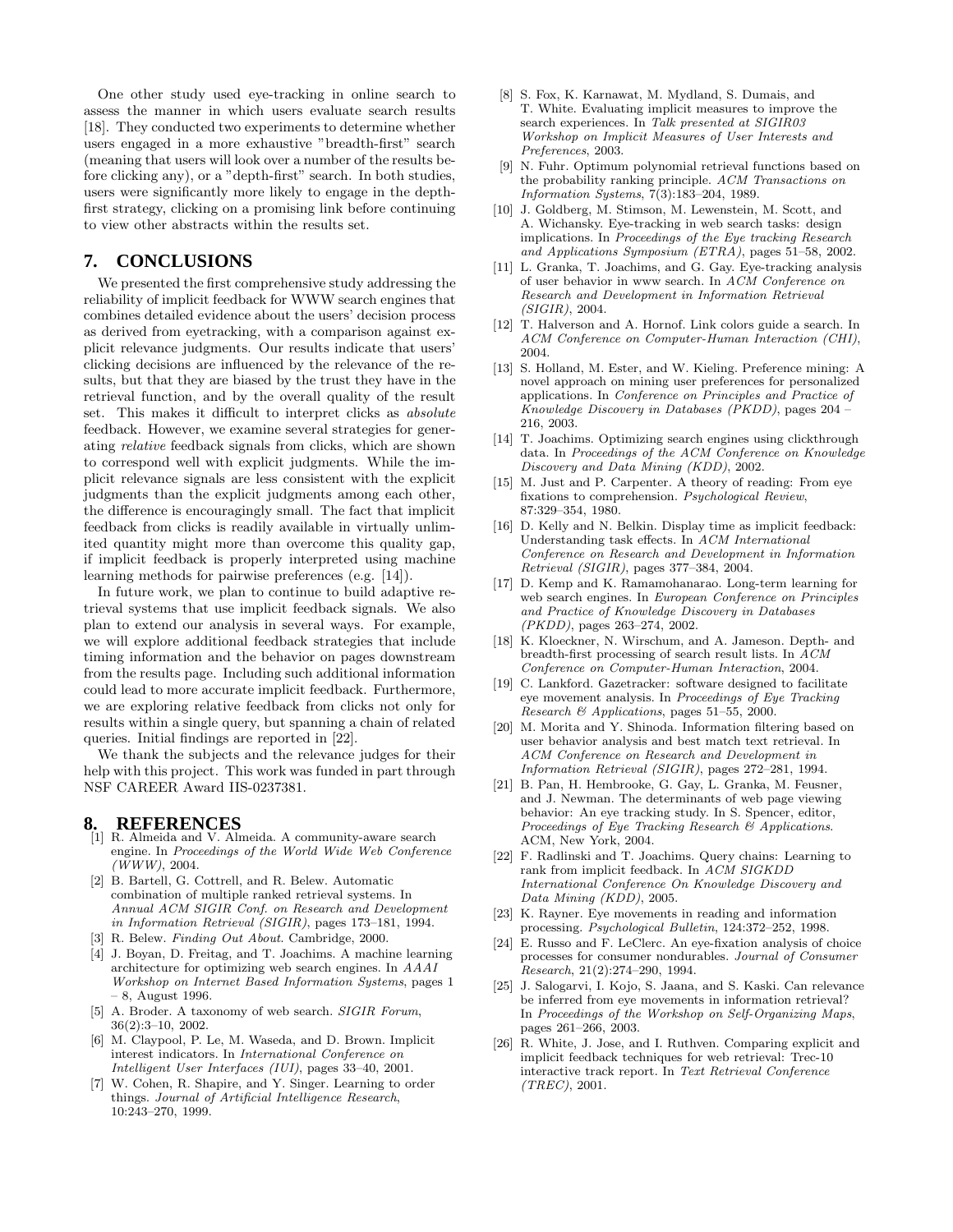One other study used eye-tracking in online search to assess the manner in which users evaluate search results [18]. They conducted two experiments to determine whether users engaged in a more exhaustive "breadth-first" search (meaning that users will look over a number of the results before clicking any), or a "depth-first" search. In both studies, users were significantly more likely to engage in the depth-first strategy, clicking on a promising link before continuing to view other abstracts within the results set.

## 7. CONCLUSIONS

We presented the first comprehensive study addressing the reliability of implicit feedback for WWW search engines that combines detailed evidence about the users' decision process as derived from eyetracking, with a comparison against explicit relevance judgments. Our results indicate that users' clicking decisions are influenced by the relevance of the results, but that they are biased by the trust they have in the retrieval function, and by the overall quality of the result set. This makes it difficult to interpret clicks as *absolute* feedback. However, we examine several strategies for generating *relative* feedback signals from clicks, which are shown to correspond well with explicit judgments. While the implicit relevance signals are less consistent with the explicit judgments than the explicit judgments among each other, the difference is encouragingly small. The fact that implicit feedback from clicks is readily available in virtually unlimited quantity might more than overcome this quality gap, if implicit feedback is properly interpreted using machine learning methods for pairwise preferences (e.g. [14]).

In future work, we plan to continue to build adaptive retrieval systems that use implicit feedback signals. We also plan to extend our analysis in several ways. For example, we will explore additional feedback strategies that include timing information and the behavior on pages downstream from the results page. Including such additional information could lead to more accurate implicit feedback. Furthermore, we are exploring relative feedback from clicks not only for results within a single query, but spanning a chain of related queries. Initial findings are reported in [22].

We thank the subjects and the relevance judges for their help with this project. This work was funded in part through NSF CAREER Award IIS-0237381.

## 8. REFERENCES

[1] R. Almeida and V. Almeida. A community-aware search engine. In *Proceedings of the World Wide Web Conference (WWW)*, 2004.

[2] B. Bartell, G. Cottrell, and R. Belew. Automatic combination of multiple ranked retrieval systems. In *Annual ACM SIGIR Conf. on Research and Development in Information Retrieval (SIGIR)*, pages 173–181, 1994.

[3] R. Belew. *Finding Out About*. Cambridge, 2000.

[4] J. Boyan, D. Freitag, and T. Joachims. A machine learning architecture for optimizing web search engines. In *AAAI Workshop on Internet Based Information Systems*, pages 1 – 8, August 1996.

[5] A. Broder. A taxonomy of web search. *SIGIR Forum*, 36(2):3–10, 2002.

[6] M. Claypool, P. Le, M. Waseda, and D. Brown. Implicit interest indicators. In *International Conference on Intelligent User Interfaces (IUI)*, pages 33–40, 2001.

[7] W. Cohen, R. Shapire, and Y. Singer. Learning to order things. *Journal of Artificial Intelligence Research*, 10:243–270, 1999.

[8] S. Fox, K. Karnawat, M. Mydland, S. Dumais, and T. White. Evaluating implicit measures to improve the search experiences. In *Talk presented at SIGIR03 Workshop on Implicit Measures of User Interests and Preferences*, 2003.

[9] N. Fuhr. Optimum polynomial retrieval functions based on the probability ranking principle. *ACM Transactions on Information Systems*, 7(3):183–204, 1989.

[10] J. Goldberg, M. Stimson, M. Lewenstein, M. Scott, and A. Wichansky. Eye-tracking in web search tasks: design implications. In *Proceedings of the Eye tracking Research and Applications Symposium (ETRA)*, pages 51–58, 2002.

[11] L. Granka, T. Joachims, and G. Gay. Eye-tracking analysis of user behavior in www search. In *ACM Conference on Research and Development in Information Retrieval (SIGIR)*, 2004.

[12] T. Halverson and A. Hornof. Link colors guide a search. In *ACM Conference on Computer-Human Interaction (CHI)*, 2004.

[13] S. Holland, M. Ester, and W. Kieling. Preference mining: A novel approach on mining user preferences for personalized applications. In *Conference on Principles and Practice of Knowledge Discovery in Databases (PKDD)*, pages 204 – 216, 2003.

[14] T. Joachims. Optimizing search engines using clickthrough data. In *Proceedings of the ACM Conference on Knowledge Discovery and Data Mining (KDD)*, 2002.

[15] M. Just and P. Carpenter. A theory of reading: From eye fixations to comprehension. *Psychological Review*, 87:329–354, 1980.

[16] D. Kelly and N. Belkin. Display time as implicit feedback: Understanding task effects. In *ACM International Conference on Research and Development in Information Retrieval (SIGIR)*, pages 377–384, 2004.

[17] D. Kemp and K. Ramamohanarao. Long-term learning for web search engines. In *European Conference on Principles and Practice of Knowledge Discovery in Databases (PKDD)*, pages 263–274, 2002.

[18] K. Kloeckner, N. Wirschum, and A. Jameson. Depth- and breadth-first processing of search result lists. In *ACM Conference on Computer-Human Interaction*, 2004.

[19] C. Lankford. Gazetracker: software designed to facilitate eye movement analysis. In *Proceedings of Eye Tracking Research & Applications*, pages 51–55, 2000.

[20] M. Morita and Y. Shinoda. Information filtering based on user behavior analysis and best match text retrieval. In *ACM Conference on Research and Development in Information Retrieval (SIGIR)*, pages 272–281, 1994.

[21] B. Pan, H. Hembrooke, G. Gay, L. Granka, M. Feusner, and J. Newman. The determinants of web page viewing behavior: An eye tracking study. In S. Spencer, editor, *Proceedings of Eye Tracking Research & Applications*. ACM, New York, 2004.

[22] F. Radlinski and T. Joachims. Query chains: Learning to rank from implicit feedback. In *ACM SIGKDD International Conference On Knowledge Discovery and Data Mining (KDD)*, 2005.

[23] K. Rayner. Eye movements in reading and information processing. *Psychological Bulletin*, 124:372–252, 1998.

[24] E. Russo and F. LeClerc. An eye-fixation analysis of choice processes for consumer nondurables. *Journal of Consumer Research*, 21(2):274–290, 1994.

[25] J. Salogarvi, I. Kojo, S. Jaana, and S. Kaski. Can relevance be inferred from eye movements in information retrieval? In *Proceedings of the Workshop on Self-Organizing Maps*, pages 261–266, 2003.

[26] R. White, J. Jose, and I. Ruthven. Comparing explicit and implicit feedback techniques for web retrieval: Trec-10 interactive track report. In *Text Retrieval Conference (TREC)*, 2001.